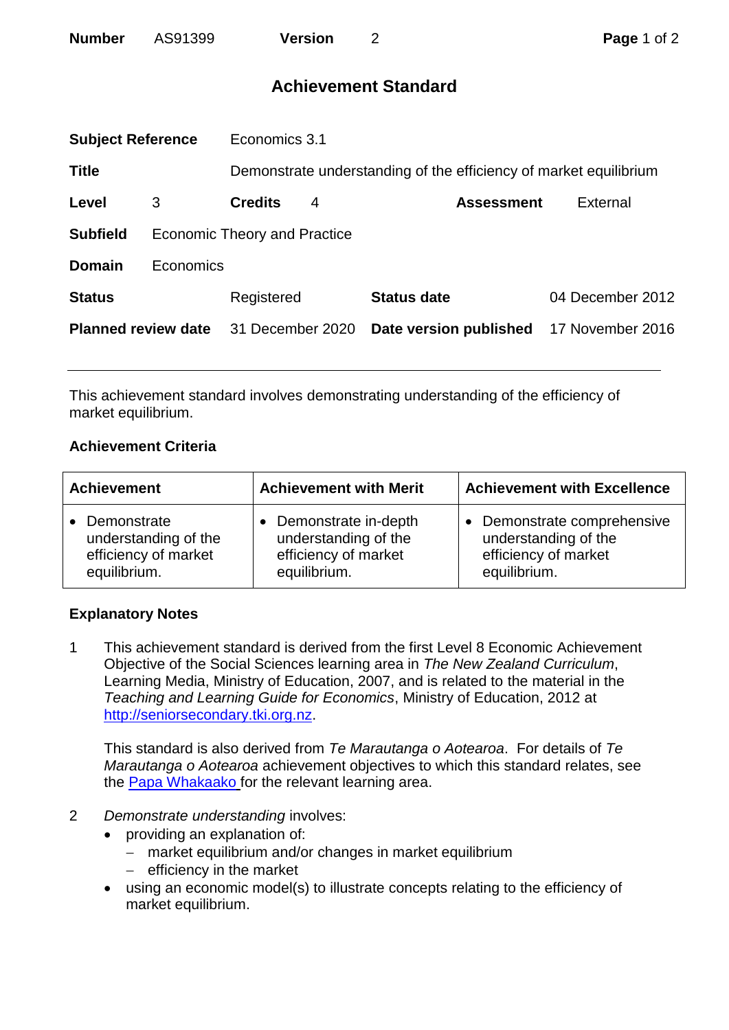| **Number** | AS91399 | **Version** | 2 |
|---|---|---|---|

# Achievement Standard

| | | | | | |
|---|---|---|---|---|---|
| **Subject Reference** | Economics 3.1 | | | | |
| **Title** | Demonstrate understanding of the efficiency of market equilibrium | | | | |
| **Level** | 3 | **Credits** | 4 | **Assessment** | External |
| **Subfield** | Economic Theory and Practice | | | | |
| **Domain** | Economics | | | | |
| **Status** | Registered | **Status date** | 04 December 2012 | | |
| **Planned review date** | 31 December 2020 | **Date version published** | 17 November 2016 | | |

---

This achievement standard involves demonstrating understanding of the efficiency of market equilibrium.

### Achievement Criteria

| Achievement | Achievement with Merit | Achievement with Excellence |
|---|---|---|
| • Demonstrate understanding of the efficiency of market equilibrium. | • Demonstrate in-depth understanding of the efficiency of market equilibrium. | • Demonstrate comprehensive understanding of the efficiency of market equilibrium. |

### Explanatory Notes

1. This achievement standard is derived from the first Level 8 Economic Achievement Objective of the Social Sciences learning area in *The New Zealand Curriculum*, Learning Media, Ministry of Education, 2007, and is related to the material in the *Teaching and Learning Guide for Economics*, Ministry of Education, 2012 at [http://seniorsecondary.tki.org.nz](http://seniorsecondary.tki.org.nz).

   This standard is also derived from *Te Marautanga o Aotearoa*. For details of *Te Marautanga o Aotearoa* achievement objectives to which this standard relates, see the Papa Whakaako for the relevant learning area.

2. *Demonstrate understanding* involves:
   - providing an explanation of:
     - market equilibrium and/or changes in market equilibrium
     - efficiency in the market
   - using an economic model(s) to illustrate concepts relating to the efficiency of market equilibrium.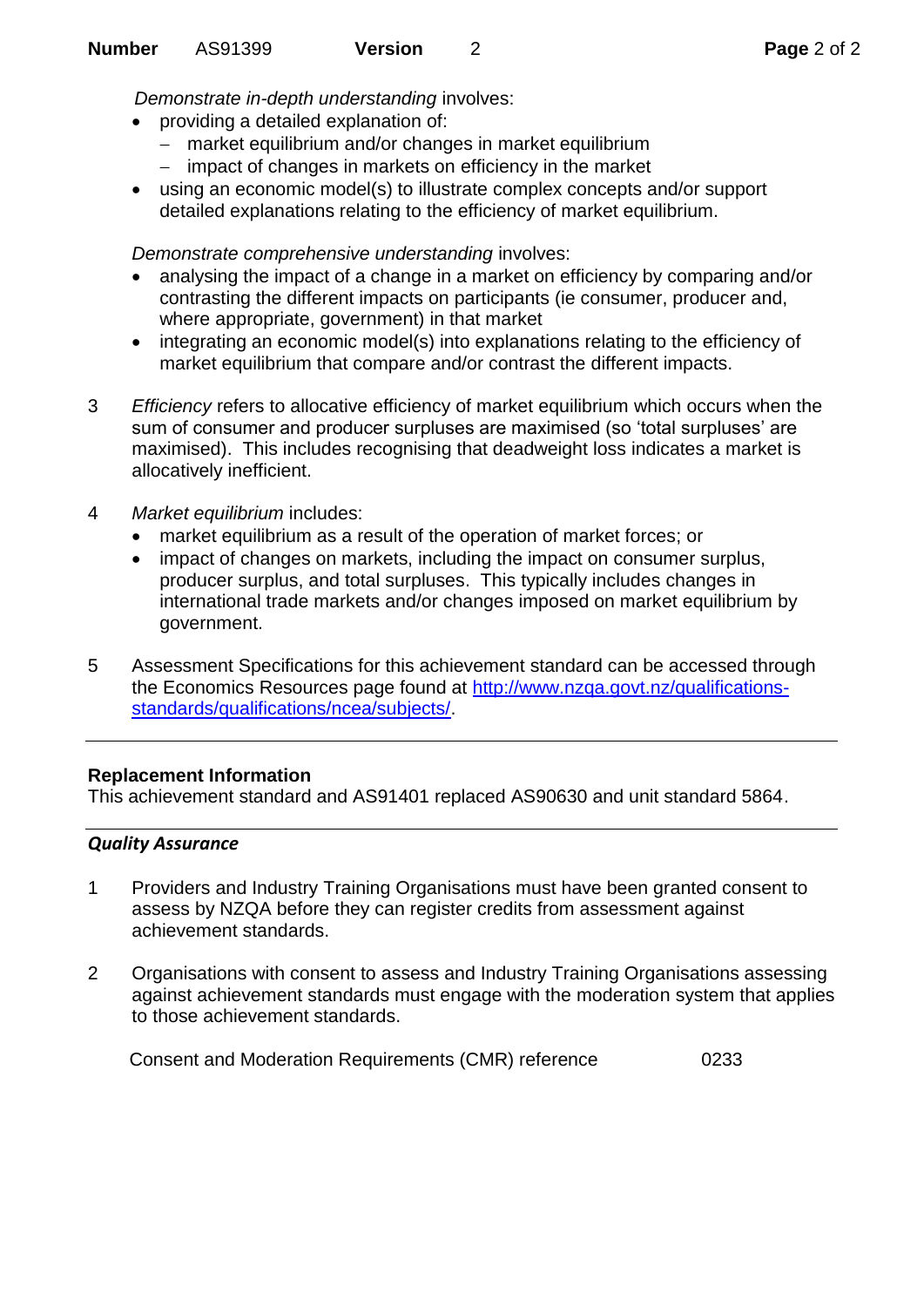*Demonstrate in-depth understanding* involves:

- providing a detailed explanation of:
  - market equilibrium and/or changes in market equilibrium
  - impact of changes in markets on efficiency in the market
- using an economic model(s) to illustrate complex concepts and/or support detailed explanations relating to the efficiency of market equilibrium.

*Demonstrate comprehensive understanding* involves:

- analysing the impact of a change in a market on efficiency by comparing and/or contrasting the different impacts on participants (ie consumer, producer and, where appropriate, government) in that market
- integrating an economic model(s) into explanations relating to the efficiency of market equilibrium that compare and/or contrast the different impacts.

3 *Efficiency* refers to allocative efficiency of market equilibrium which occurs when the sum of consumer and producer surpluses are maximised (so 'total surpluses' are maximised). This includes recognising that deadweight loss indicates a market is allocatively inefficient.

4 *Market equilibrium* includes:

- market equilibrium as a result of the operation of market forces; or
- impact of changes on markets, including the impact on consumer surplus, producer surplus, and total surpluses. This typically includes changes in international trade markets and/or changes imposed on market equilibrium by government.

5 Assessment Specifications for this achievement standard can be accessed through the Economics Resources page found at http://www.nzqa.govt.nz/qualifications-standards/qualifications/ncea/subjects/.

---

**Replacement Information**

This achievement standard and AS91401 replaced AS90630 and unit standard 5864.

---

***Quality Assurance***

1 Providers and Industry Training Organisations must have been granted consent to assess by NZQA before they can register credits from assessment against achievement standards.

2 Organisations with consent to assess and Industry Training Organisations assessing against achievement standards must engage with the moderation system that applies to those achievement standards.

Consent and Moderation Requirements (CMR) reference 0233